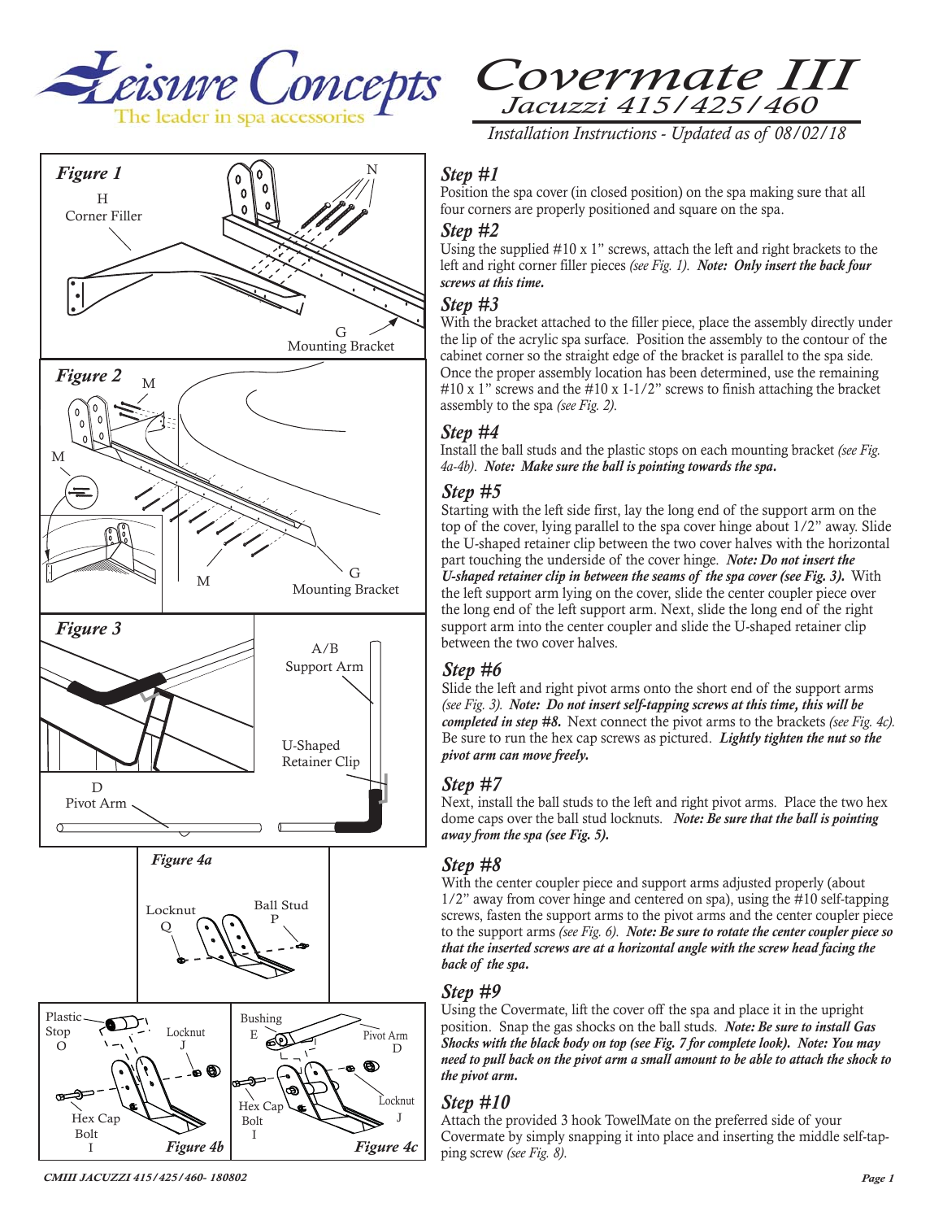# Covermate III

## Jacuzzi 415/425/460

*Installation Instructions - Updated as of 08/02/18*

Leisure Concepts — The leader in spa accessories

Figure 1

H Corner Filler

N

G Mounting Bracket

Figure 2

M

M

M

G Mounting Bracket

Figure 3

A/B Support Arm

U-Shaped Retainer Clip

D Pivot Arm

Figure 4a

Locknut Q

Ball Stud P

Plastic Stop O

Locknut J

Hex Cap Bolt I

Figure 4b

Bushing E

Pivot Arm D

Hex Cap Bolt I

Locknut J

Figure 4c

### *Step #1*

Position the spa cover (in closed position) on the spa making sure that all four corners are properly positioned and square on the spa.

### *Step #2*

Using the supplied #10 x 1" screws, attach the left and right brackets to the left and right corner filler pieces *(see Fig. 1)*. ***Note: Only insert the back four screws at this time.***

### *Step #3*

With the bracket attached to the filler piece, place the assembly directly under the lip of the acrylic spa surface. Position the assembly to the contour of the cabinet corner so the straight edge of the bracket is parallel to the spa side. Once the proper assembly location has been determined, use the remaining #10 x 1" screws and the #10 x 1-1/2" screws to finish attaching the bracket assembly to the spa *(see Fig. 2)*.

### *Step #4*

Install the ball studs and the plastic stops on each mounting bracket *(see Fig. 4a-4b)*. ***Note: Make sure the ball is pointing towards the spa.***

### *Step #5*

Starting with the left side first, lay the long end of the support arm on the top of the cover, lying parallel to the spa cover hinge about 1/2" away. Slide the U-shaped retainer clip between the two cover halves with the horizontal part touching the underside of the cover hinge. ***Note: Do not insert the U-shaped retainer clip in between the seams of the spa cover (see Fig. 3).*** With the left support arm lying on the cover, slide the center coupler piece over the long end of the left support arm. Next, slide the long end of the right support arm into the center coupler and slide the U-shaped retainer clip between the two cover halves.

### *Step #6*

Slide the left and right pivot arms onto the short end of the support arms *(see Fig. 3)*. ***Note: Do not insert self-tapping screws at this time, this will be completed in step #8.*** Next connect the pivot arms to the brackets *(see Fig. 4c)*. Be sure to run the hex cap screws as pictured. ***Lightly tighten the nut so the pivot arm can move freely.***

### *Step #7*

Next, install the ball studs to the left and right pivot arms. Place the two hex dome caps over the ball stud locknuts. ***Note: Be sure that the ball is pointing away from the spa (see Fig. 5).***

### *Step #8*

With the center coupler piece and support arms adjusted properly (about 1/2" away from cover hinge and centered on spa), using the #10 self-tapping screws, fasten the support arms to the pivot arms and the center coupler piece to the support arms *(see Fig. 6)*. ***Note: Be sure to rotate the center coupler piece so that the inserted screws are at a horizontal angle with the screw head facing the back of the spa.***

### *Step #9*

Using the Covermate, lift the cover off the spa and place it in the upright position. Snap the gas shocks on the ball studs. ***Note: Be sure to install Gas Shocks with the black body on top (see Fig. 7 for complete look). Note: You may need to pull back on the pivot arm a small amount to be able to attach the shock to the pivot arm.***

### *Step #10*

Attach the provided 3 hook TowelMate on the preferred side of your Covermate by simply snapping it into place and inserting the middle self-tapping screw *(see Fig. 8)*.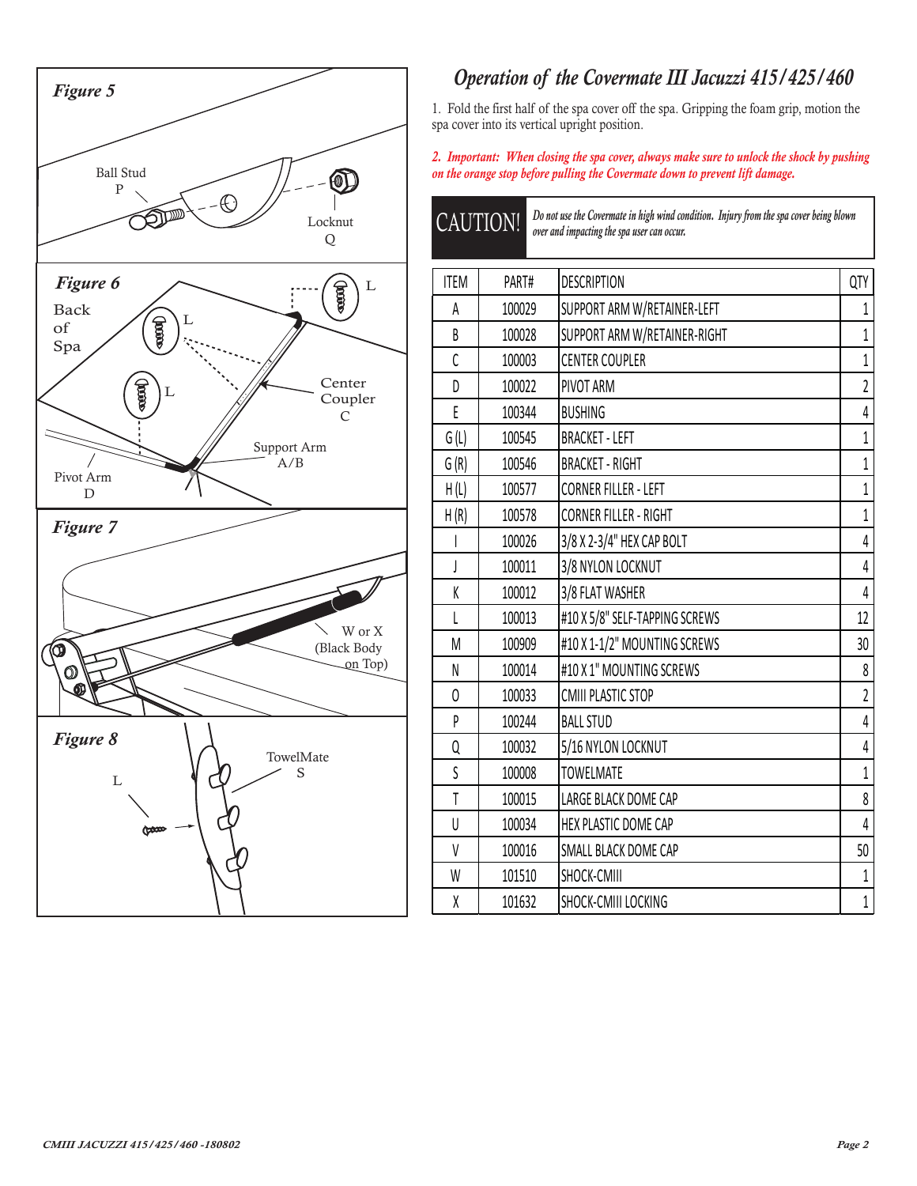Figure 5

Ball Stud
P

Locknut
Q

Figure 6

Back of Spa

L

L

L

Center Coupler
C

Support Arm
A/B

Pivot Arm
D

Figure 7

W or X
(Black Body on Top)

Figure 8

L

TowelMate
S

## *Operation of the Covermate III Jacuzzi 415/425/460*

1. Fold the first half of the spa cover off the spa. Gripping the foam grip, motion the spa cover into its vertical upright position.

***2. Important: When closing the spa cover, always make sure to unlock the shock by pushing on the orange stop before pulling the Covermate down to prevent lift damage.***

**CAUTION!** *Do not use the Covermate in high wind condition. Injury from the spa cover being blown over and impacting the spa user can occur.*

| ITEM | PART# | DESCRIPTION | QTY |
|---|---|---|---|
| A | 100029 | SUPPORT ARM W/RETAINER-LEFT | 1 |
| B | 100028 | SUPPORT ARM W/RETAINER-RIGHT | 1 |
| C | 100003 | CENTER COUPLER | 1 |
| D | 100022 | PIVOT ARM | 2 |
| E | 100344 | BUSHING | 4 |
| G (L) | 100545 | BRACKET - LEFT | 1 |
| G (R) | 100546 | BRACKET - RIGHT | 1 |
| H (L) | 100577 | CORNER FILLER - LEFT | 1 |
| H (R) | 100578 | CORNER FILLER - RIGHT | 1 |
| I | 100026 | 3/8 X 2-3/4" HEX CAP BOLT | 4 |
| J | 100011 | 3/8 NYLON LOCKNUT | 4 |
| K | 100012 | 3/8 FLAT WASHER | 4 |
| L | 100013 | #10 X 5/8" SELF-TAPPING SCREWS | 12 |
| M | 100909 | #10 X 1-1/2" MOUNTING SCREWS | 30 |
| N | 100014 | #10 X 1" MOUNTING SCREWS | 8 |
| O | 100033 | CMIII PLASTIC STOP | 2 |
| P | 100244 | BALL STUD | 4 |
| Q | 100032 | 5/16 NYLON LOCKNUT | 4 |
| S | 100008 | TOWELMATE | 1 |
| T | 100015 | LARGE BLACK DOME CAP | 8 |
| U | 100034 | HEX PLASTIC DOME CAP | 4 |
| V | 100016 | SMALL BLACK DOME CAP | 50 |
| W | 101510 | SHOCK-CMIII | 1 |
| X | 101632 | SHOCK-CMIII LOCKING | 1 |